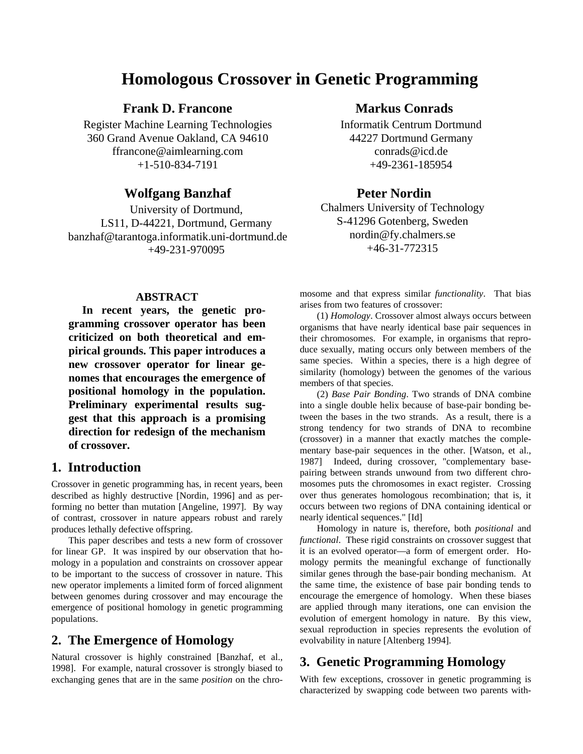# Homologous Crossover in Genetic Programming

**Frank D. Francone**
Register Machine Learning Technologies
360 Grand Avenue Oakland, CA 94610
ffrancone@aimlearning.com
+1-510-834-7191

**Markus Conrads**
Informatik Centrum Dortmund
44227 Dortmund Germany
conrads@icd.de
+49-2361-185954

**Wolfgang Banzhaf**
University of Dortmund,
LS11, D-44221, Dortmund, Germany
banzhaf@tarantoga.informatik.uni-dortmund.de
+49-231-970095

**Peter Nordin**
Chalmers University of Technology
S-41296 Gotenberg, Sweden
nordin@fy.chalmers.se
+46-31-772315

**ABSTRACT**

**In recent years, the genetic programming crossover operator has been criticized on both theoretical and empirical grounds. This paper introduces a new crossover operator for linear genomes that encourages the emergence of positional homology in the population. Preliminary experimental results suggest that this approach is a promising direction for redesign of the mechanism of crossover.**

## 1. Introduction

Crossover in genetic programming has, in recent years, been described as highly destructive [Nordin, 1996] and as performing no better than mutation [Angeline, 1997]. By way of contrast, crossover in nature appears robust and rarely produces lethally defective offspring.

This paper describes and tests a new form of crossover for linear GP. It was inspired by our observation that homology in a population and constraints on crossover appear to be important to the success of crossover in nature. This new operator implements a limited form of forced alignment between genomes during crossover and may encourage the emergence of positional homology in genetic programming populations.

## 2. The Emergence of Homology

Natural crossover is highly constrained [Banzhaf, et al., 1998]. For example, natural crossover is strongly biased to exchanging genes that are in the same *position* on the chromosome and that express similar *functionality*. That bias arises from two features of crossover:

(1) *Homology*. Crossover almost always occurs between organisms that have nearly identical base pair sequences in their chromosomes. For example, in organisms that reproduce sexually, mating occurs only between members of the same species. Within a species, there is a high degree of similarity (homology) between the genomes of the various members of that species.

(2) *Base Pair Bonding*. Two strands of DNA combine into a single double helix because of base-pair bonding between the bases in the two strands. As a result, there is a strong tendency for two strands of DNA to recombine (crossover) in a manner that exactly matches the complementary base-pair sequences in the other. [Watson, et al., 1987] Indeed, during crossover, "complementary base-pairing between strands unwound from two different chromosomes puts the chromosomes in exact register. Crossing over thus generates homologous recombination; that is, it occurs between two regions of DNA containing identical or nearly identical sequences." [Id]

Homology in nature is, therefore, both *positional* and *functional*. These rigid constraints on crossover suggest that it is an evolved operator—a form of emergent order. Homology permits the meaningful exchange of functionally similar genes through the base-pair bonding mechanism. At the same time, the existence of base pair bonding tends to encourage the emergence of homology. When these biases are applied through many iterations, one can envision the evolution of emergent homology in nature. By this view, sexual reproduction in species represents the evolution of evolvability in nature [Altenberg 1994].

## 3. Genetic Programming Homology

With few exceptions, crossover in genetic programming is characterized by swapping code between two parents with-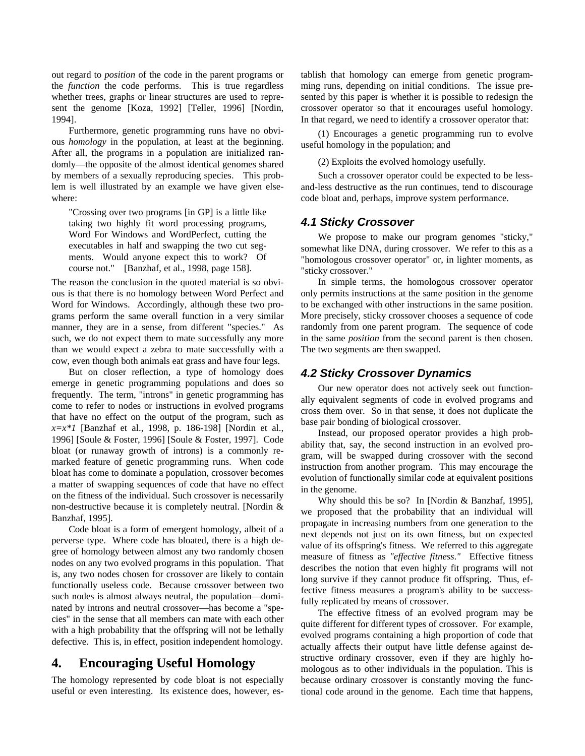out regard to *position* of the code in the parent programs or the *function* the code performs. This is true regardless whether trees, graphs or linear structures are used to represent the genome [Koza, 1992] [Teller, 1996] [Nordin, 1994].

Furthermore, genetic programming runs have no obvious *homology* in the population, at least at the beginning. After all, the programs in a population are initialized randomly—the opposite of the almost identical genomes shared by members of a sexually reproducing species. This problem is well illustrated by an example we have given elsewhere:

> "Crossing over two programs [in GP] is a little like taking two highly fit word processing programs, Word For Windows and WordPerfect, cutting the executables in half and swapping the two cut segments. Would anyone expect this to work? Of course not." [Banzhaf, et al., 1998, page 158].

The reason the conclusion in the quoted material is so obvious is that there is no homology between Word Perfect and Word for Windows. Accordingly, although these two programs perform the same overall function in a very similar manner, they are in a sense, from different "species." As such, we do not expect them to mate successfully any more than we would expect a zebra to mate successfully with a cow, even though both animals eat grass and have four legs.

But on closer reflection, a type of homology does emerge in genetic programming populations and does so frequently. The term, "introns" in genetic programming has come to refer to nodes or instructions in evolved programs that have no effect on the output of the program, such as $x=x*1$ [Banzhaf et al., 1998, p. 186-198] [Nordin et al., 1996] [Soule & Foster, 1996] [Soule & Foster, 1997]. Code bloat (or runaway growth of introns) is a commonly remarked feature of genetic programming runs. When code bloat has come to dominate a population, crossover becomes a matter of swapping sequences of code that have no effect on the fitness of the individual. Such crossover is necessarily non-destructive because it is completely neutral. [Nordin & Banzhaf, 1995].

Code bloat is a form of emergent homology, albeit of a perverse type. Where code has bloated, there is a high degree of homology between almost any two randomly chosen nodes on any two evolved programs in this population. That is, any two nodes chosen for crossover are likely to contain functionally useless code. Because crossover between two such nodes is almost always neutral, the population—dominated by introns and neutral crossover—has become a "species" in the sense that all members can mate with each other with a high probability that the offspring will not be lethally defective. This is, in effect, position independent homology.

# 4. Encouraging Useful Homology

The homology represented by code bloat is not especially useful or even interesting. Its existence does, however, establish that homology can emerge from genetic programming runs, depending on initial conditions. The issue presented by this paper is whether it is possible to redesign the crossover operator so that it encourages useful homology. In that regard, we need to identify a crossover operator that:

(1) Encourages a genetic programming run to evolve useful homology in the population; and

(2) Exploits the evolved homology usefully.

Such a crossover operator could be expected to be less-and-less destructive as the run continues, tend to discourage code bloat and, perhaps, improve system performance.

## 4.1 Sticky Crossover

We propose to make our program genomes "sticky," somewhat like DNA, during crossover. We refer to this as a "homologous crossover operator" or, in lighter moments, as "sticky crossover."

In simple terms, the homologous crossover operator only permits instructions at the same position in the genome to be exchanged with other instructions in the same position. More precisely, sticky crossover chooses a sequence of code randomly from one parent program. The sequence of code in the same *position* from the second parent is then chosen. The two segments are then swapped.

## 4.2 Sticky Crossover Dynamics

Our new operator does not actively seek out functionally equivalent segments of code in evolved programs and cross them over. So in that sense, it does not duplicate the base pair bonding of biological crossover.

Instead, our proposed operator provides a high probability that, say, the second instruction in an evolved program, will be swapped during crossover with the second instruction from another program. This may encourage the evolution of functionally similar code at equivalent positions in the genome.

Why should this be so? In [Nordin & Banzhaf, 1995], we proposed that the probability that an individual will propagate in increasing numbers from one generation to the next depends not just on its own fitness, but on expected value of its offspring's fitness. We referred to this aggregate measure of fitness as *"effective fitness."* Effective fitness describes the notion that even highly fit programs will not long survive if they cannot produce fit offspring. Thus, effective fitness measures a program's ability to be successfully replicated by means of crossover.

The effective fitness of an evolved program may be quite different for different types of crossover. For example, evolved programs containing a high proportion of code that actually affects their output have little defense against destructive ordinary crossover, even if they are highly homologous as to other individuals in the population. This is because ordinary crossover is constantly moving the functional code around in the genome. Each time that happens,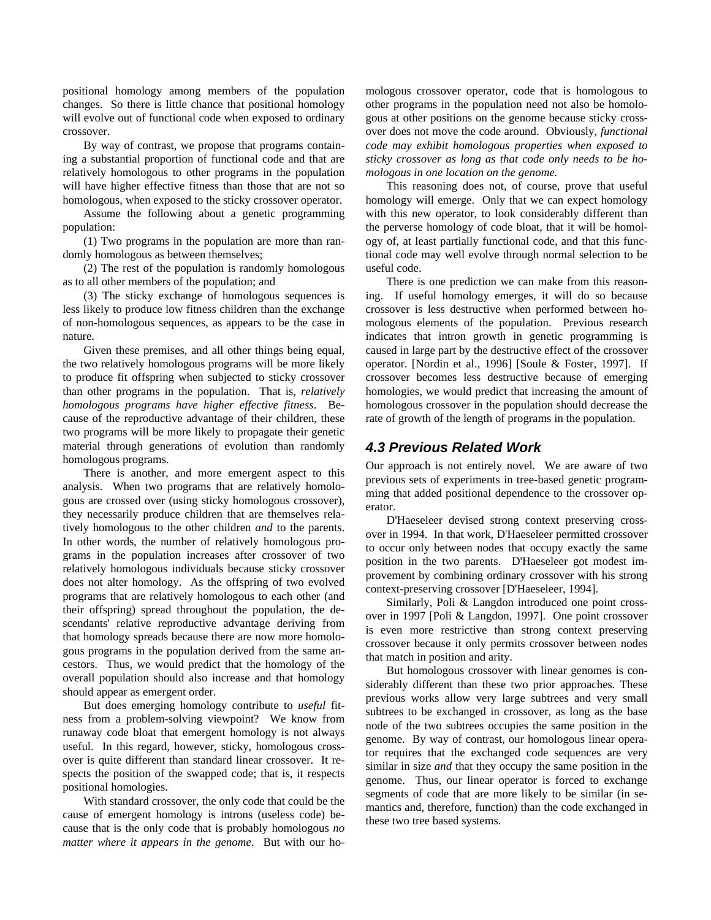positional homology among members of the population changes. So there is little chance that positional homology will evolve out of functional code when exposed to ordinary crossover.

By way of contrast, we propose that programs containing a substantial proportion of functional code and that are relatively homologous to other programs in the population will have higher effective fitness than those that are not so homologous, when exposed to the sticky crossover operator.

Assume the following about a genetic programming population:

(1) Two programs in the population are more than randomly homologous as between themselves;

(2) The rest of the population is randomly homologous as to all other members of the population; and

(3) The sticky exchange of homologous sequences is less likely to produce low fitness children than the exchange of non-homologous sequences, as appears to be the case in nature.

Given these premises, and all other things being equal, the two relatively homologous programs will be more likely to produce fit offspring when subjected to sticky crossover than other programs in the population. That is, *relatively homologous programs have higher effective fitness*. Because of the reproductive advantage of their children, these two programs will be more likely to propagate their genetic material through generations of evolution than randomly homologous programs.

There is another, and more emergent aspect to this analysis. When two programs that are relatively homologous are crossed over (using sticky homologous crossover), they necessarily produce children that are themselves relatively homologous to the other children *and* to the parents. In other words, the number of relatively homologous programs in the population increases after crossover of two relatively homologous individuals because sticky crossover does not alter homology. As the offspring of two evolved programs that are relatively homologous to each other (and their offspring) spread throughout the population, the descendants' relative reproductive advantage deriving from that homology spreads because there are now more homologous programs in the population derived from the same ancestors. Thus, we would predict that the homology of the overall population should also increase and that homology should appear as emergent order.

But does emerging homology contribute to *useful* fitness from a problem-solving viewpoint? We know from runaway code bloat that emergent homology is not always useful. In this regard, however, sticky, homologous crossover is quite different than standard linear crossover. It respects the position of the swapped code; that is, it respects positional homologies.

With standard crossover, the only code that could be the cause of emergent homology is introns (useless code) because that is the only code that is probably homologous *no matter where it appears in the genome*. But with our homologous crossover operator, code that is homologous to other programs in the population need not also be homologous at other positions on the genome because sticky crossover does not move the code around. Obviously, *functional code may exhibit homologous properties when exposed to sticky crossover as long as that code only needs to be homologous in one location on the genome.*

This reasoning does not, of course, prove that useful homology will emerge. Only that we can expect homology with this new operator, to look considerably different than the perverse homology of code bloat, that it will be homology of, at least partially functional code, and that this functional code may well evolve through normal selection to be useful code.

There is one prediction we can make from this reasoning. If useful homology emerges, it will do so because crossover is less destructive when performed between homologous elements of the population. Previous research indicates that intron growth in genetic programming is caused in large part by the destructive effect of the crossover operator. [Nordin et al., 1996] [Soule & Foster, 1997]. If crossover becomes less destructive because of emerging homologies, we would predict that increasing the amount of homologous crossover in the population should decrease the rate of growth of the length of programs in the population.

### 4.3 Previous Related Work

Our approach is not entirely novel. We are aware of two previous sets of experiments in tree-based genetic programming that added positional dependence to the crossover operator.

D'Haeseleer devised strong context preserving crossover in 1994. In that work, D'Haeseleer permitted crossover to occur only between nodes that occupy exactly the same position in the two parents. D'Haeseleer got modest improvement by combining ordinary crossover with his strong context-preserving crossover [D'Haeseleer, 1994].

Similarly, Poli & Langdon introduced one point crossover in 1997 [Poli & Langdon, 1997]. One point crossover is even more restrictive than strong context preserving crossover because it only permits crossover between nodes that match in position and arity.

But homologous crossover with linear genomes is considerably different than these two prior approaches. These previous works allow very large subtrees and very small subtrees to be exchanged in crossover, as long as the base node of the two subtrees occupies the same position in the genome. By way of contrast, our homologous linear operator requires that the exchanged code sequences are very similar in size *and* that they occupy the same position in the genome. Thus, our linear operator is forced to exchange segments of code that are more likely to be similar (in semantics and, therefore, function) than the code exchanged in these two tree based systems.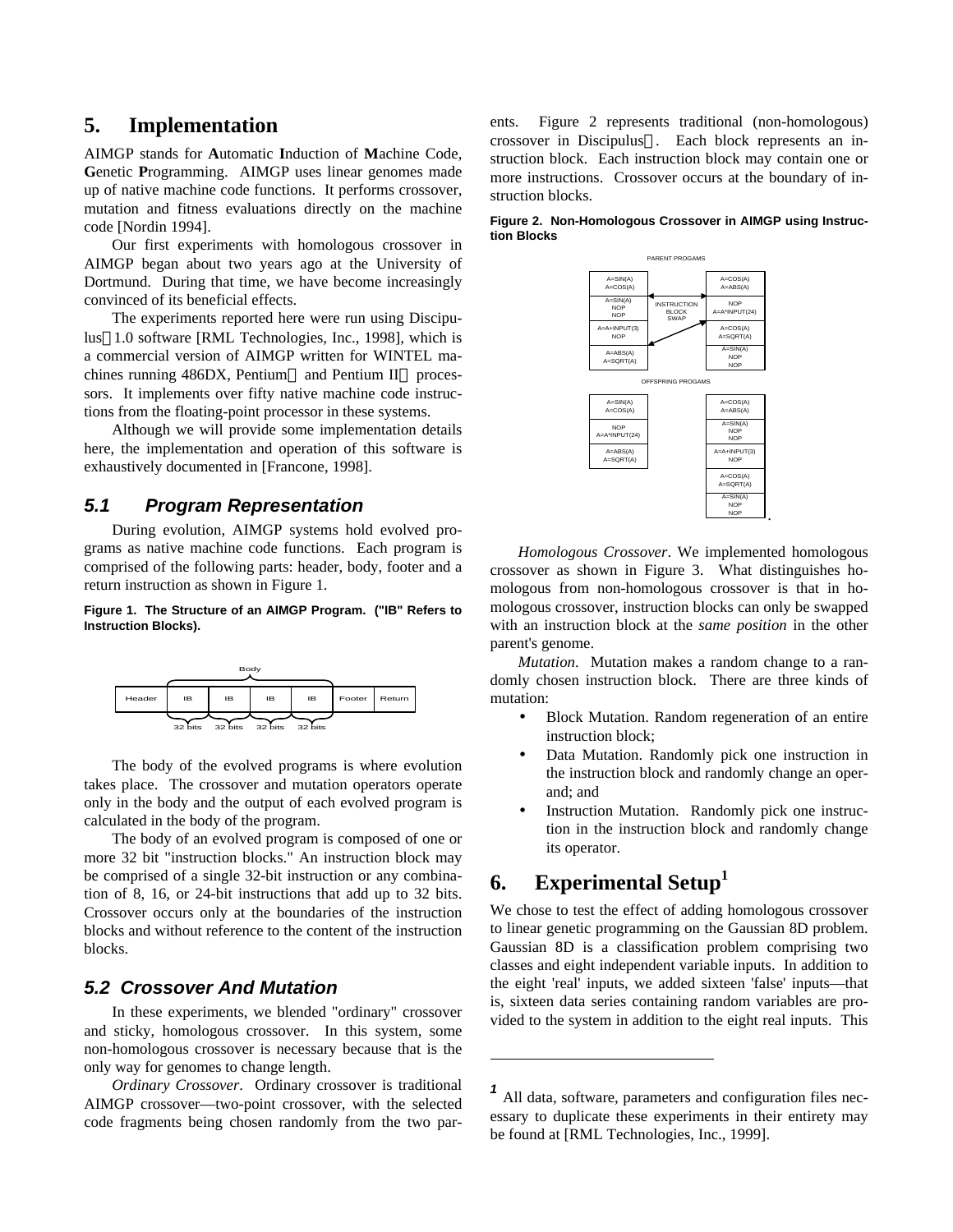## 5. Implementation

AIMGP stands for **A**utomatic **I**nduction of **M**achine Code, **G**enetic **P**rogramming. AIMGP uses linear genomes made up of native machine code functions. It performs crossover, mutation and fitness evaluations directly on the machine code [Nordin 1994].

Our first experiments with homologous crossover in AIMGP began about two years ago at the University of Dortmund. During that time, we have become increasingly convinced of its beneficial effects.

The experiments reported here were run using Discipulus 1.0 software [RML Technologies, Inc., 1998], which is a commercial version of AIMGP written for WINTEL machines running 486DX, Pentium and Pentium II processors. It implements over fifty native machine code instructions from the floating-point processor in these systems.

Although we will provide some implementation details here, the implementation and operation of this software is exhaustively documented in [Francone, 1998].

### 5.1 Program Representation

During evolution, AIMGP systems hold evolved programs as native machine code functions. Each program is comprised of the following parts: header, body, footer and a return instruction as shown in Figure 1.

**Figure 1. The Structure of an AIMGP Program. ("IB" Refers to Instruction Blocks).**

| | Body | | | | | |
|---|---|---|---|---|---|---|
| Header | IB | IB | IB | IB | Footer | Return |
| | 32 bits | 32 bits | 32 bits | 32 bits | | |

The body of the evolved programs is where evolution takes place. The crossover and mutation operators operate only in the body and the output of each evolved program is calculated in the body of the program.

The body of an evolved program is composed of one or more 32 bit "instruction blocks." An instruction block may be comprised of a single 32-bit instruction or any combination of 8, 16, or 24-bit instructions that add up to 32 bits. Crossover occurs only at the boundaries of the instruction blocks and without reference to the content of the instruction blocks.

### 5.2 Crossover And Mutation

In these experiments, we blended "ordinary" crossover and sticky, homologous crossover. In this system, some non-homologous crossover is necessary because that is the only way for genomes to change length.

*Ordinary Crossover*. Ordinary crossover is traditional AIMGP crossover—two-point crossover, with the selected code fragments being chosen randomly from the two parents. Figure 2 represents traditional (non-homologous) crossover in Discipulus. Each block represents an instruction block. Each instruction block may contain one or more instructions. Crossover occurs at the boundary of instruction blocks.

**Figure 2. Non-Homologous Crossover in AIMGP using Instruction Blocks**

PARENT PROGAMS

| Parent 1 | Parent 2 |
|---|---|
| A=SIN(A) A=COS(A) | A=COS(A) A=ABS(A) |
| A=SIN(A) NOP NOP | NOP A=A*INPUT(24) |
| A=A+INPUT(3) NOP | A=COS(A) A=SQRT(A) |
| A=ABS(A) A=SQRT(A) | A=SIN(A) NOP NOP |

INSTRUCTION BLOCK SWAP

OFFSPRING PROGAMS

| Offspring 1 | Offspring 2 |
|---|---|
| A=SIN(A) A=COS(A) | A=COS(A) A=ABS(A) |
| NOP A=A*INPUT(24) | A=SIN(A) NOP NOP |
| A=ABS(A) A=SQRT(A) | A=A+INPUT(3) NOP |
| | A=COS(A) A=SQRT(A) |
| | A=SIN(A) NOP NOP |

*Homologous Crossover*. We implemented homologous crossover as shown in Figure 3. What distinguishes homologous from non-homologous crossover is that in homologous crossover, instruction blocks can only be swapped with an instruction block at the *same position* in the other parent's genome.

*Mutation*. Mutation makes a random change to a randomly chosen instruction block. There are three kinds of mutation:

- Block Mutation. Random regeneration of an entire instruction block;
- Data Mutation. Randomly pick one instruction in the instruction block and randomly change an operand; and
- Instruction Mutation. Randomly pick one instruction in the instruction block and randomly change its operator.

## 6. Experimental Setup[1]

We chose to test the effect of adding homologous crossover to linear genetic programming on the Gaussian 8D problem. Gaussian 8D is a classification problem comprising two classes and eight independent variable inputs. In addition to the eight 'real' inputs, we added sixteen 'false' inputs—that is, sixteen data series containing random variables are provided to the system in addition to the eight real inputs. This

[1] All data, software, parameters and configuration files necessary to duplicate these experiments in their entirety may be found at [RML Technologies, Inc., 1999].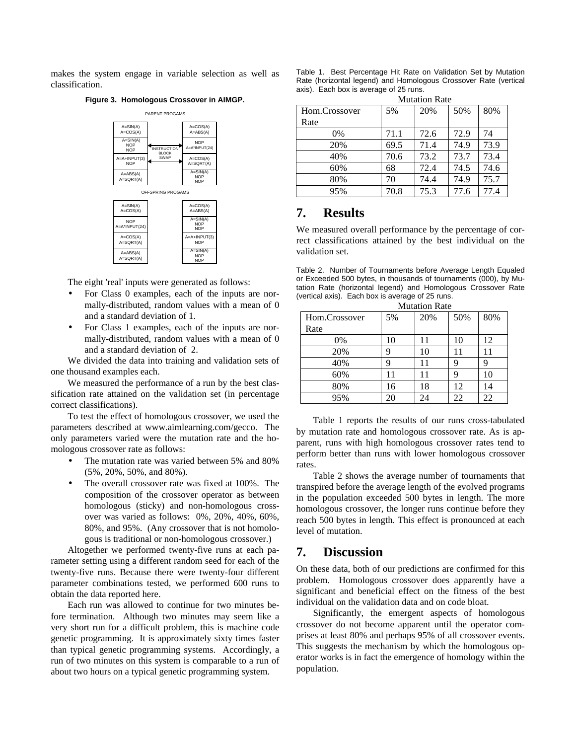makes the system engage in variable selection as well as classification.

**Figure 3. Homologous Crossover in AIMGP.**

PARENT PROGAMS

| A=SIN(A) A=COS(A) | | A=COS(A) A=ABS(A) |
|---|---|---|
| A=SIN(A) NOP NOP | INSTRUCTION BLOCK SWAP | NOP A=A*INPUT(24) |
| A=A+INPUT(3) NOP | | A=COS(A) A=SQRT(A) |
| A=ABS(A) A=SQRT(A) | | A=SIN(A) NOP NOP |

OFFSPRING PROGAMS

| A=SIN(A) A=COS(A) | A=COS(A) A=ABS(A) |
|---|---|
| NOP A=A*INPUT(24) | A=SIN(A) NOP NOP |
| A=COS(A) A=SQRT(A) | A=A+INPUT(3) NOP |
| A=ABS(A) A=SQRT(A) | A=SIN(A) NOP NOP |

The eight 'real' inputs were generated as follows:

- For Class 0 examples, each of the inputs are normally-distributed, random values with a mean of 0 and a standard deviation of 1.
- For Class 1 examples, each of the inputs are normally-distributed, random values with a mean of 0 and a standard deviation of 2.

We divided the data into training and validation sets of one thousand examples each.

We measured the performance of a run by the best classification rate attained on the validation set (in percentage correct classifications).

To test the effect of homologous crossover, we used the parameters described at www.aimlearning.com/gecco. The only parameters varied were the mutation rate and the homologous crossover rate as follows:

- The mutation rate was varied between 5% and 80% (5%, 20%, 50%, and 80%).
- The overall crossover rate was fixed at 100%. The composition of the crossover operator as between homologous (sticky) and non-homologous crossover was varied as follows: 0%, 20%, 40%, 60%, 80%, and 95%. (Any crossover that is not homologous is traditional or non-homologous crossover.)

Altogether we performed twenty-five runs at each parameter setting using a different random seed for each of the twenty-five runs. Because there were twenty-four different parameter combinations tested, we performed 600 runs to obtain the data reported here.

Each run was allowed to continue for two minutes before termination. Although two minutes may seem like a very short run for a difficult problem, this is machine code genetic programming. It is approximately sixty times faster than typical genetic programming systems. Accordingly, a run of two minutes on this system is comparable to a run of about two hours on a typical genetic programming system.

Table 1. Best Percentage Hit Rate on Validation Set by Mutation Rate (horizontal legend) and Homologous Crossover Rate (vertical axis). Each box is average of 25 runs.

| | Mutation Rate | | | |
|---|---|---|---|---|
| Hom.Crossover Rate | 5% | 20% | 50% | 80% |
| 0% | 71.1 | 72.6 | 72.9 | 74 |
| 20% | 69.5 | 71.4 | 74.9 | 73.9 |
| 40% | 70.6 | 73.2 | 73.7 | 73.4 |
| 60% | 68 | 72.4 | 74.5 | 74.6 |
| 80% | 70 | 74.4 | 74.9 | 75.7 |
| 95% | 70.8 | 75.3 | 77.6 | 77.4 |

## 7. Results

We measured overall performance by the percentage of correct classifications attained by the best individual on the validation set.

Table 2. Number of Tournaments before Average Length Equaled or Exceeded 500 bytes, in thousands of tournaments (000), by Mutation Rate (horizontal legend) and Homologous Crossover Rate (vertical axis). Each box is average of 25 runs.

| | Mutation Rate | | | |
|---|---|---|---|---|
| Hom.Crossover Rate | 5% | 20% | 50% | 80% |
| 0% | 10 | 11 | 10 | 12 |
| 20% | 9 | 10 | 11 | 11 |
| 40% | 9 | 11 | 9 | 9 |
| 60% | 11 | 11 | 9 | 10 |
| 80% | 16 | 18 | 12 | 14 |
| 95% | 20 | 24 | 22 | 22 |

Table 1 reports the results of our runs cross-tabulated by mutation rate and homologous crossover rate. As is apparent, runs with high homologous crossover rates tend to perform better than runs with lower homologous crossover rates.

Table 2 shows the average number of tournaments that transpired before the average length of the evolved programs in the population exceeded 500 bytes in length. The more homologous crossover, the longer runs continue before they reach 500 bytes in length. This effect is pronounced at each level of mutation.

## 7. Discussion

On these data, both of our predictions are confirmed for this problem. Homologous crossover does apparently have a significant and beneficial effect on the fitness of the best individual on the validation data and on code bloat.

Significantly, the emergent aspects of homologous crossover do not become apparent until the operator comprises at least 80% and perhaps 95% of all crossover events. This suggests the mechanism by which the homologous operator works is in fact the emergence of homology within the population.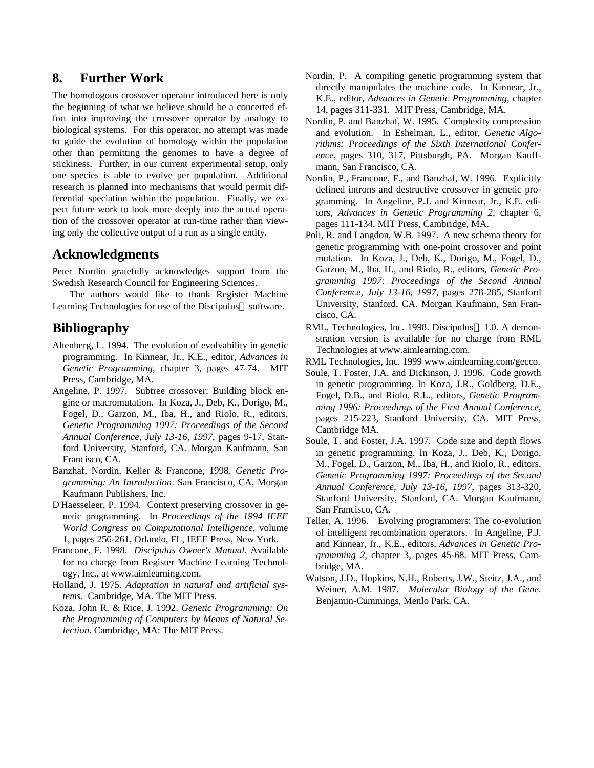## 8. Further Work

The homologous crossover operator introduced here is only the beginning of what we believe should be a concerted effort into improving the crossover operator by analogy to biological systems. For this operator, no attempt was made to guide the evolution of homology within the population other than permitting the genomes to have a degree of stickiness. Further, in our current experimental setup, only one species is able to evolve per population. Additional research is planned into mechanisms that would permit differential speciation within the population. Finally, we expect future work to look more deeply into the actual operation of the crossover operator at run-time rather than viewing only the collective output of a run as a single entity.

## Acknowledgments

Peter Nordin gratefully acknowledges support from the Swedish Research Council for Engineering Sciences.

The authors would like to thank Register Machine Learning Technologies for use of the Discipulus software.

## Bibliography

Altenberg, L. 1994. The evolution of evolvability in genetic programming. In Kinnear, Jr., K.E., editor, *Advances in Genetic Programming*, chapter 3, pages 47-74. MIT Press, Cambridge, MA.

Angeline, P. 1997. Subtree crossover: Building block engine or macromutation. In Koza, J., Deb, K., Dorigo, M., Fogel, D., Garzon, M., Iba, H., and Riolo, R., editors, *Genetic Programming 1997: Proceedings of the Second Annual Conference, July 13-16, 1997*, pages 9-17, Stanford University, Stanford, CA. Morgan Kaufmann, San Francisco, CA.

Banzhaf, Nordin, Keller & Francone, 1998. *Genetic Programming: An Introduction*. San Francisco, CA, Morgan Kaufmann Publishers, Inc.

D'Haesseleer, P. 1994. Context preserving crossover in genetic programming. In *Proceedings of the 1994 IEEE World Congress on Computational Intelligence*, volume 1, pages 256-261, Orlando, FL, IEEE Press, New York.

Francone, F. 1998. *Discipulus Owner's Manual*. Available for no charge from Register Machine Learning Technology, Inc., at www.aimlearning.com.

Holland, J. 1975. *Adaptation in natural and artificial systems*. Cambridge, MA. The MIT Press.

Koza, John R. & Rice, J. 1992. *Genetic Programming: On the Programming of Computers by Means of Natural Selection*. Cambridge, MA: The MIT Press.

Nordin, P. A compiling genetic programming system that directly manipulates the machine code. In Kinnear, Jr., K.E., editor, *Advances in Genetic Programming*, chapter 14, pages 311-331. MIT Press, Cambridge, MA.

Nordin, P. and Banzhaf, W. 1995. Complexity compression and evolution. In Eshelman, L., editor, *Genetic Algorithms: Proceedings of the Sixth International Conference*, pages 310, 317, Pittsburgh, PA. Morgan Kauffmann, San Francisco, CA.

Nordin, P., Francone, F., and Banzhaf, W. 1996. Explicitly defined introns and destructive crossover in genetic programming. In Angeline, P.J. and Kinnear, Jr., K.E. editors, *Advances in Genetic Programming 2*, chapter 6, pages 111-134. MIT Press, Cambridge, MA.

Poli, R. and Langdon, W.B. 1997. A new schema theory for genetic programming with one-point crossover and point mutation. In Koza, J., Deb, K., Dorigo, M., Fogel, D., Garzon, M., Iba, H., and Riolo, R., editors, *Genetic Programming 1997: Proceedings of the Second Annual Conference, July 13-16, 1997*, pages 278-285, Stanford University, Stanford, CA. Morgan Kaufmann, San Francisco, CA.

RML, Technologies, Inc. 1998. Discipulus 1.0. A demonstration version is available for no charge from RML Technologies at www.aimlearning.com.

RML Technologies, Inc. 1999 www.aimlearning.com/gecco.

Soule, T. Foster, J.A. and Dickinson, J. 1996. Code growth in genetic programming. In Koza, J.R., Goldberg, D.E., Fogel, D.B., and Riolo, R.L., editors, *Genetic Programming 1996: Proceedings of the First Annual Conference*, pages 215-223, Stanford University, CA. MIT Press, Cambridge MA.

Soule, T. and Foster, J.A. 1997. Code size and depth flows in genetic programming. In Koza, J., Deb, K., Dorigo, M., Fogel, D., Garzon, M., Iba, H., and Riolo, R., editors, *Genetic Programming 1997: Proceedings of the Second Annual Conference, July 13-16, 1997*, pages 313-320, Stanford University, Stanford, CA. Morgan Kaufmann, San Francisco, CA.

Teller, A. 1996. Evolving programmers: The co-evolution of intelligent recombination operators. In Angeline, P.J. and Kinnear, Jr., K.E., editors, *Advances in Genetic Programming 2*, chapter 3, pages 45-68. MIT Press, Cambridge, MA.

Watson, J.D., Hopkins, N.H., Roberts, J.W., Steitz, J.A., and Weiner, A.M. 1987. *Molecular Biology of the Gene*. Benjamin-Cummings, Menlo Park, CA.